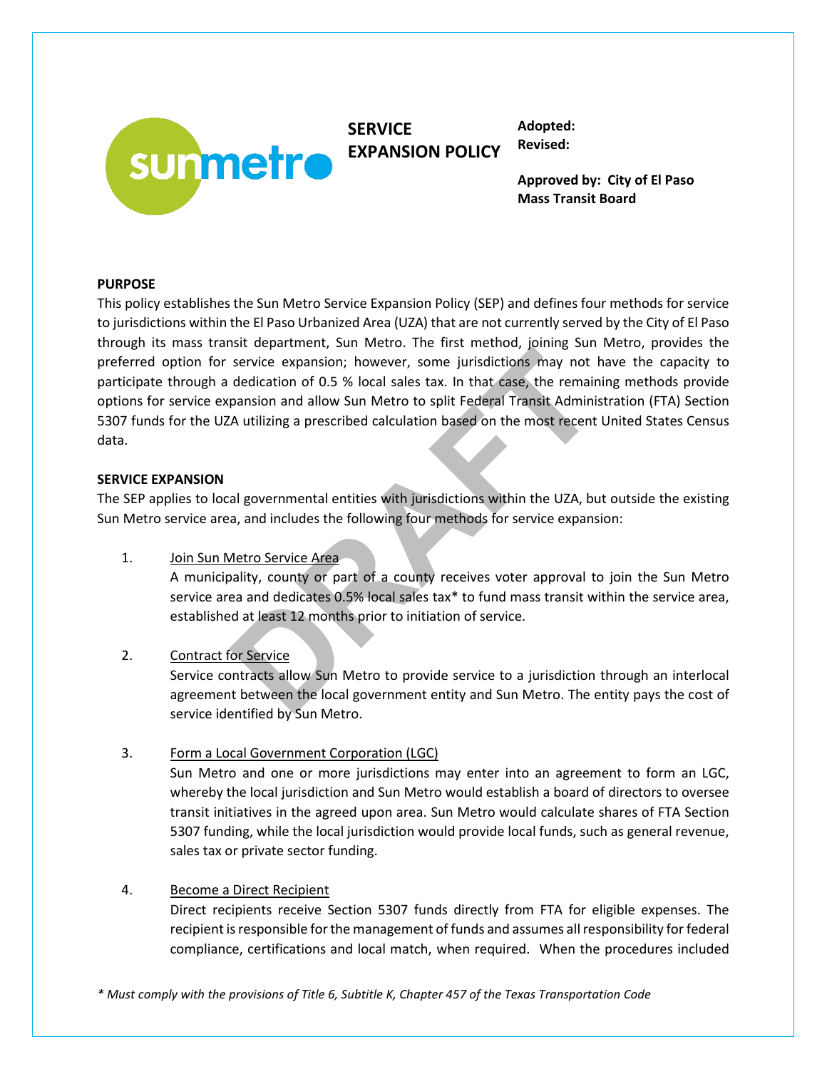# SERVICE EXPANSION POLICY

**Adopted:**
**Revised:**

**Approved by: City of El Paso Mass Transit Board**

## PURPOSE

This policy establishes the Sun Metro Service Expansion Policy (SEP) and defines four methods for service to jurisdictions within the El Paso Urbanized Area (UZA) that are not currently served by the City of El Paso through its mass transit department, Sun Metro. The first method, joining Sun Metro, provides the preferred option for service expansion; however, some jurisdictions may not have the capacity to participate through a dedication of 0.5 % local sales tax. In that case, the remaining methods provide options for service expansion and allow Sun Metro to split Federal Transit Administration (FTA) Section 5307 funds for the UZA utilizing a prescribed calculation based on the most recent United States Census data.

## SERVICE EXPANSION

The SEP applies to local governmental entities with jurisdictions within the UZA, but outside the existing Sun Metro service area, and includes the following four methods for service expansion:

1. Join Sun Metro Service Area
   A municipality, county or part of a county receives voter approval to join the Sun Metro service area and dedicates 0.5% local sales tax* to fund mass transit within the service area, established at least 12 months prior to initiation of service.

2. Contract for Service
   Service contracts allow Sun Metro to provide service to a jurisdiction through an interlocal agreement between the local government entity and Sun Metro. The entity pays the cost of service identified by Sun Metro.

3. Form a Local Government Corporation (LGC)
   Sun Metro and one or more jurisdictions may enter into an agreement to form an LGC, whereby the local jurisdiction and Sun Metro would establish a board of directors to oversee transit initiatives in the agreed upon area. Sun Metro would calculate shares of FTA Section 5307 funding, while the local jurisdiction would provide local funds, such as general revenue, sales tax or private sector funding.

4. Become a Direct Recipient
   Direct recipients receive Section 5307 funds directly from FTA for eligible expenses. The recipient is responsible for the management of funds and assumes all responsibility for federal compliance, certifications and local match, when required. When the procedures included

*\* Must comply with the provisions of Title 6, Subtitle K, Chapter 457 of the Texas Transportation Code*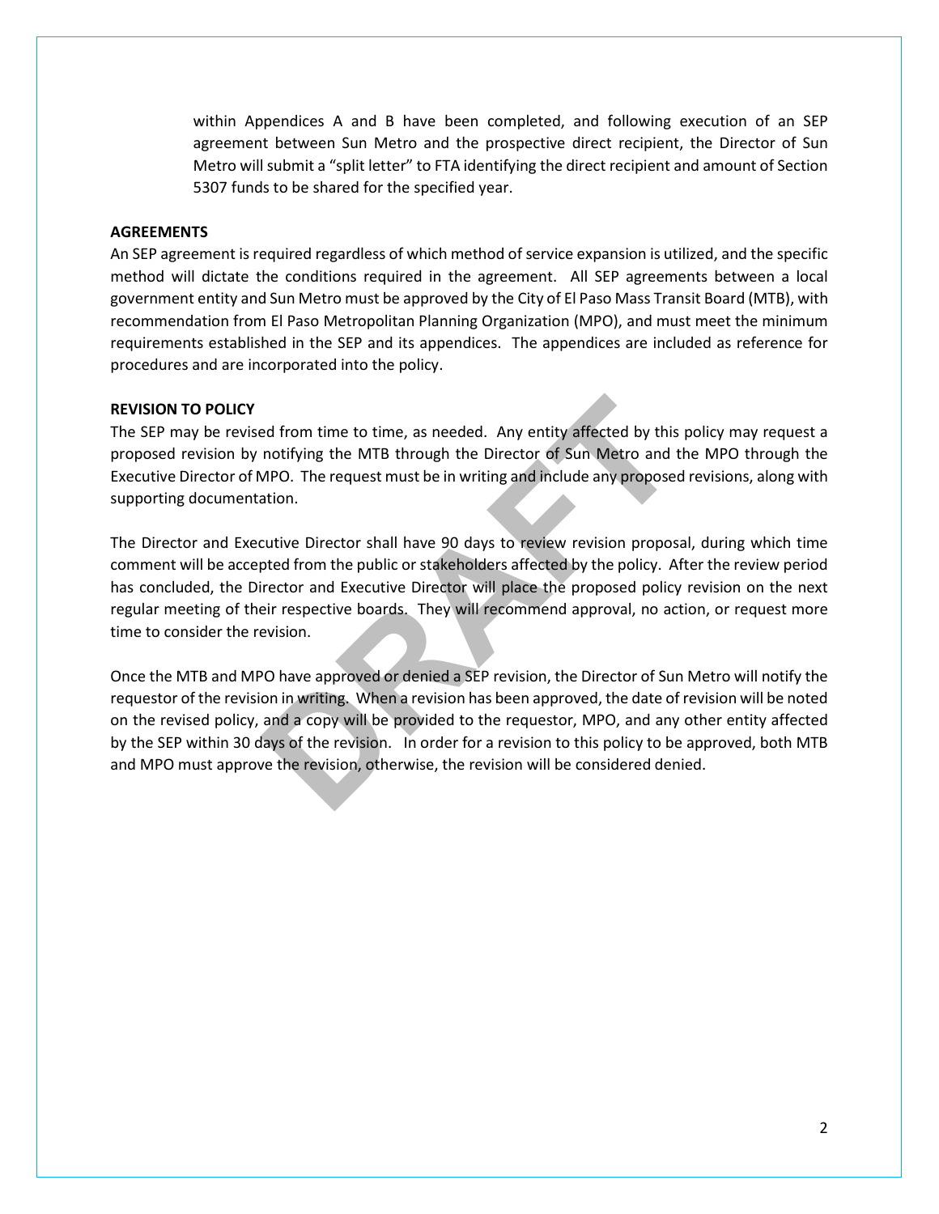within Appendices A and B have been completed, and following execution of an SEP agreement between Sun Metro and the prospective direct recipient, the Director of Sun Metro will submit a "split letter" to FTA identifying the direct recipient and amount of Section 5307 funds to be shared for the specified year.

**AGREEMENTS**

An SEP agreement is required regardless of which method of service expansion is utilized, and the specific method will dictate the conditions required in the agreement. All SEP agreements between a local government entity and Sun Metro must be approved by the City of El Paso Mass Transit Board (MTB), with recommendation from El Paso Metropolitan Planning Organization (MPO), and must meet the minimum requirements established in the SEP and its appendices. The appendices are included as reference for procedures and are incorporated into the policy.

**REVISION TO POLICY**

The SEP may be revised from time to time, as needed. Any entity affected by this policy may request a proposed revision by notifying the MTB through the Director of Sun Metro and the MPO through the Executive Director of MPO. The request must be in writing and include any proposed revisions, along with supporting documentation.

The Director and Executive Director shall have 90 days to review revision proposal, during which time comment will be accepted from the public or stakeholders affected by the policy. After the review period has concluded, the Director and Executive Director will place the proposed policy revision on the next regular meeting of their respective boards. They will recommend approval, no action, or request more time to consider the revision.

Once the MTB and MPO have approved or denied a SEP revision, the Director of Sun Metro will notify the requestor of the revision in writing. When a revision has been approved, the date of revision will be noted on the revised policy, and a copy will be provided to the requestor, MPO, and any other entity affected by the SEP within 30 days of the revision. In order for a revision to this policy to be approved, both MTB and MPO must approve the revision, otherwise, the revision will be considered denied.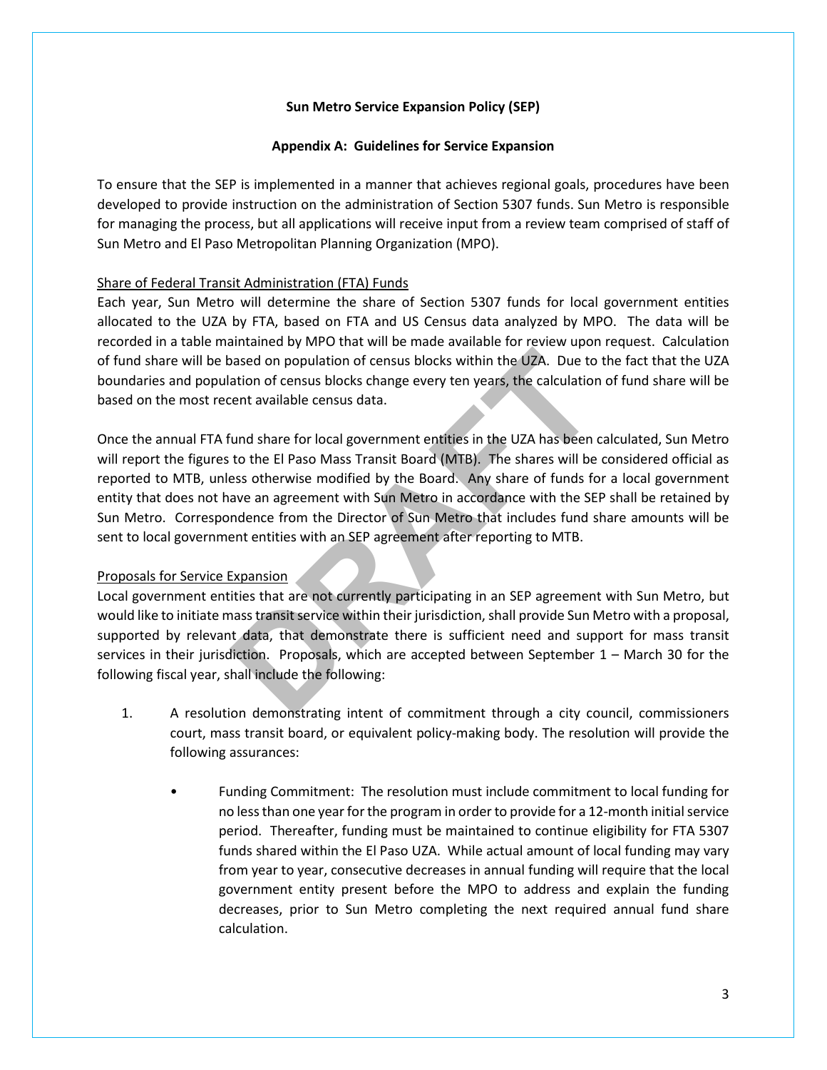**Sun Metro Service Expansion Policy (SEP)**

**Appendix A: Guidelines for Service Expansion**

To ensure that the SEP is implemented in a manner that achieves regional goals, procedures have been developed to provide instruction on the administration of Section 5307 funds. Sun Metro is responsible for managing the process, but all applications will receive input from a review team comprised of staff of Sun Metro and El Paso Metropolitan Planning Organization (MPO).

<u>Share of Federal Transit Administration (FTA) Funds</u>

Each year, Sun Metro will determine the share of Section 5307 funds for local government entities allocated to the UZA by FTA, based on FTA and US Census data analyzed by MPO. The data will be recorded in a table maintained by MPO that will be made available for review upon request. Calculation of fund share will be based on population of census blocks within the UZA. Due to the fact that the UZA boundaries and population of census blocks change every ten years, the calculation of fund share will be based on the most recent available census data.

Once the annual FTA fund share for local government entities in the UZA has been calculated, Sun Metro will report the figures to the El Paso Mass Transit Board (MTB). The shares will be considered official as reported to MTB, unless otherwise modified by the Board. Any share of funds for a local government entity that does not have an agreement with Sun Metro in accordance with the SEP shall be retained by Sun Metro. Correspondence from the Director of Sun Metro that includes fund share amounts will be sent to local government entities with an SEP agreement after reporting to MTB.

<u>Proposals for Service Expansion</u>

Local government entities that are not currently participating in an SEP agreement with Sun Metro, but would like to initiate mass transit service within their jurisdiction, shall provide Sun Metro with a proposal, supported by relevant data, that demonstrate there is sufficient need and support for mass transit services in their jurisdiction. Proposals, which are accepted between September 1 – March 30 for the following fiscal year, shall include the following:

1. A resolution demonstrating intent of commitment through a city council, commissioners court, mass transit board, or equivalent policy-making body. The resolution will provide the following assurances:

    - Funding Commitment: The resolution must include commitment to local funding for no less than one year for the program in order to provide for a 12-month initial service period. Thereafter, funding must be maintained to continue eligibility for FTA 5307 funds shared within the El Paso UZA. While actual amount of local funding may vary from year to year, consecutive decreases in annual funding will require that the local government entity present before the MPO to address and explain the funding decreases, prior to Sun Metro completing the next required annual fund share calculation.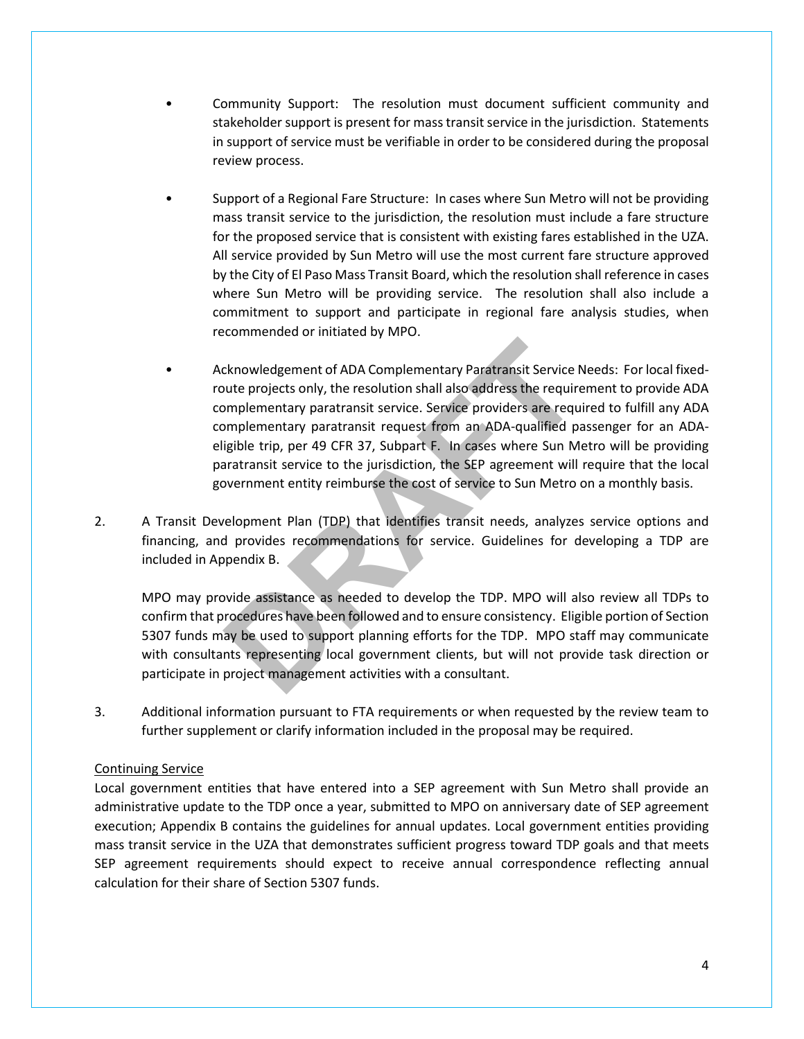- Community Support: The resolution must document sufficient community and stakeholder support is present for mass transit service in the jurisdiction. Statements in support of service must be verifiable in order to be considered during the proposal review process.

- Support of a Regional Fare Structure: In cases where Sun Metro will not be providing mass transit service to the jurisdiction, the resolution must include a fare structure for the proposed service that is consistent with existing fares established in the UZA. All service provided by Sun Metro will use the most current fare structure approved by the City of El Paso Mass Transit Board, which the resolution shall reference in cases where Sun Metro will be providing service. The resolution shall also include a commitment to support and participate in regional fare analysis studies, when recommended or initiated by MPO.

- Acknowledgement of ADA Complementary Paratransit Service Needs: For local fixed-route projects only, the resolution shall also address the requirement to provide ADA complementary paratransit service. Service providers are required to fulfill any ADA complementary paratransit request from an ADA-qualified passenger for an ADA-eligible trip, per 49 CFR 37, Subpart F. In cases where Sun Metro will be providing paratransit service to the jurisdiction, the SEP agreement will require that the local government entity reimburse the cost of service to Sun Metro on a monthly basis.

2. A Transit Development Plan (TDP) that identifies transit needs, analyzes service options and financing, and provides recommendations for service. Guidelines for developing a TDP are included in Appendix B.

   MPO may provide assistance as needed to develop the TDP. MPO will also review all TDPs to confirm that procedures have been followed and to ensure consistency. Eligible portion of Section 5307 funds may be used to support planning efforts for the TDP. MPO staff may communicate with consultants representing local government clients, but will not provide task direction or participate in project management activities with a consultant.

3. Additional information pursuant to FTA requirements or when requested by the review team to further supplement or clarify information included in the proposal may be required.

<u>Continuing Service</u>

Local government entities that have entered into a SEP agreement with Sun Metro shall provide an administrative update to the TDP once a year, submitted to MPO on anniversary date of SEP agreement execution; Appendix B contains the guidelines for annual updates. Local government entities providing mass transit service in the UZA that demonstrates sufficient progress toward TDP goals and that meets SEP agreement requirements should expect to receive annual correspondence reflecting annual calculation for their share of Section 5307 funds.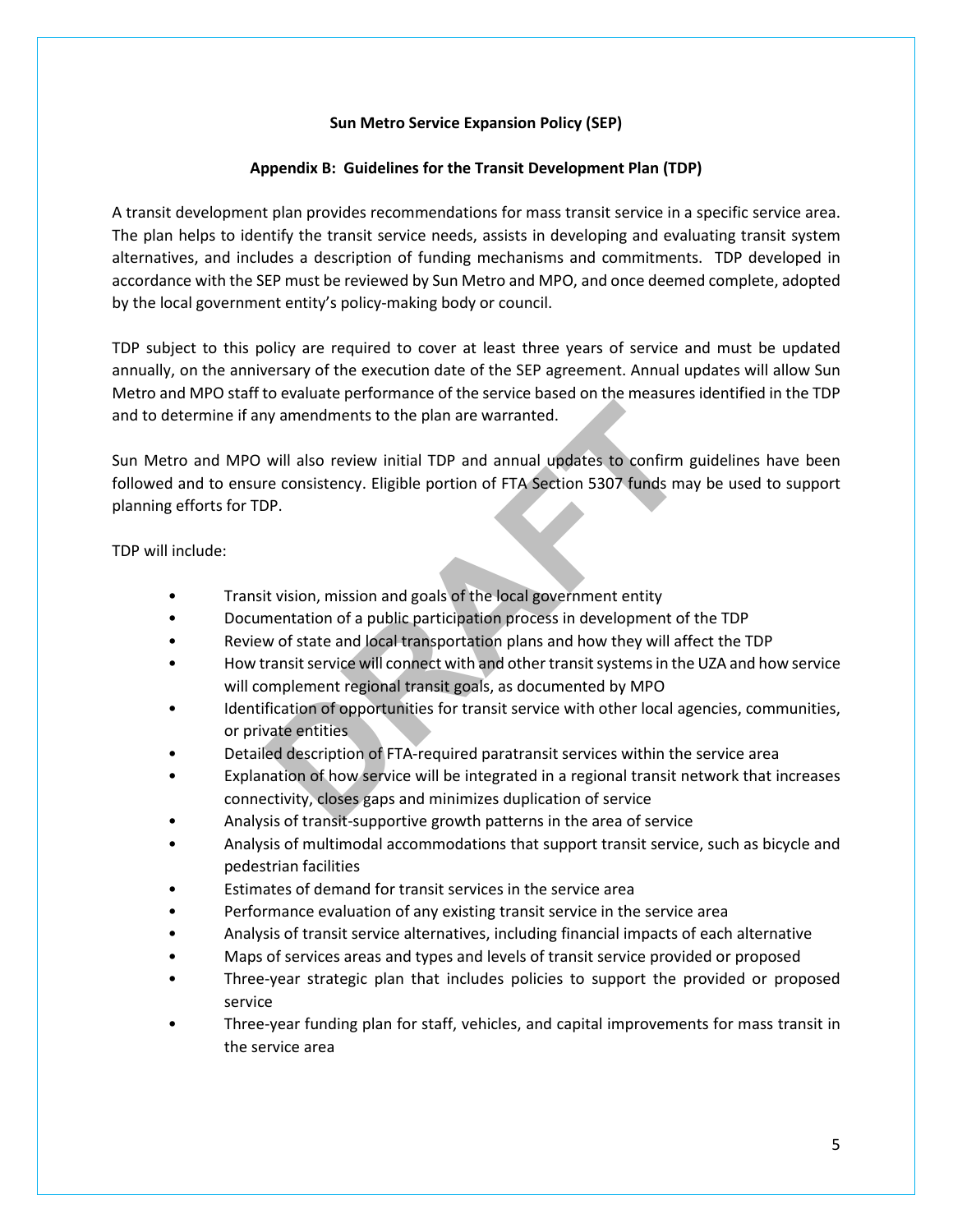**Sun Metro Service Expansion Policy (SEP)**

**Appendix B: Guidelines for the Transit Development Plan (TDP)**

A transit development plan provides recommendations for mass transit service in a specific service area. The plan helps to identify the transit service needs, assists in developing and evaluating transit system alternatives, and includes a description of funding mechanisms and commitments. TDP developed in accordance with the SEP must be reviewed by Sun Metro and MPO, and once deemed complete, adopted by the local government entity's policy-making body or council.

TDP subject to this policy are required to cover at least three years of service and must be updated annually, on the anniversary of the execution date of the SEP agreement. Annual updates will allow Sun Metro and MPO staff to evaluate performance of the service based on the measures identified in the TDP and to determine if any amendments to the plan are warranted.

Sun Metro and MPO will also review initial TDP and annual updates to confirm guidelines have been followed and to ensure consistency. Eligible portion of FTA Section 5307 funds may be used to support planning efforts for TDP.

TDP will include:

- Transit vision, mission and goals of the local government entity
- Documentation of a public participation process in development of the TDP
- Review of state and local transportation plans and how they will affect the TDP
- How transit service will connect with and other transit systems in the UZA and how service will complement regional transit goals, as documented by MPO
- Identification of opportunities for transit service with other local agencies, communities, or private entities
- Detailed description of FTA-required paratransit services within the service area
- Explanation of how service will be integrated in a regional transit network that increases connectivity, closes gaps and minimizes duplication of service
- Analysis of transit-supportive growth patterns in the area of service
- Analysis of multimodal accommodations that support transit service, such as bicycle and pedestrian facilities
- Estimates of demand for transit services in the service area
- Performance evaluation of any existing transit service in the service area
- Analysis of transit service alternatives, including financial impacts of each alternative
- Maps of services areas and types and levels of transit service provided or proposed
- Three-year strategic plan that includes policies to support the provided or proposed service
- Three-year funding plan for staff, vehicles, and capital improvements for mass transit in the service area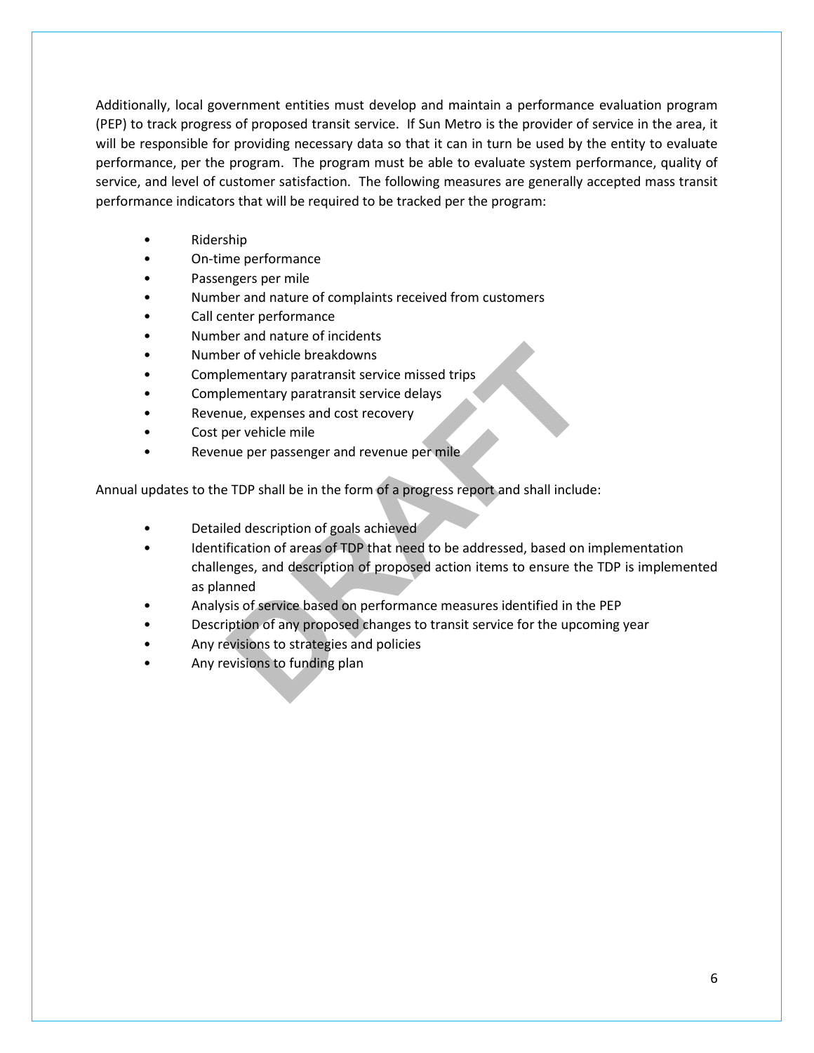Additionally, local government entities must develop and maintain a performance evaluation program (PEP) to track progress of proposed transit service. If Sun Metro is the provider of service in the area, it will be responsible for providing necessary data so that it can in turn be used by the entity to evaluate performance, per the program. The program must be able to evaluate system performance, quality of service, and level of customer satisfaction. The following measures are generally accepted mass transit performance indicators that will be required to be tracked per the program:

- Ridership
- On-time performance
- Passengers per mile
- Number and nature of complaints received from customers
- Call center performance
- Number and nature of incidents
- Number of vehicle breakdowns
- Complementary paratransit service missed trips
- Complementary paratransit service delays
- Revenue, expenses and cost recovery
- Cost per vehicle mile
- Revenue per passenger and revenue per mile

Annual updates to the TDP shall be in the form of a progress report and shall include:

- Detailed description of goals achieved
- Identification of areas of TDP that need to be addressed, based on implementation challenges, and description of proposed action items to ensure the TDP is implemented as planned
- Analysis of service based on performance measures identified in the PEP
- Description of any proposed changes to transit service for the upcoming year
- Any revisions to strategies and policies
- Any revisions to funding plan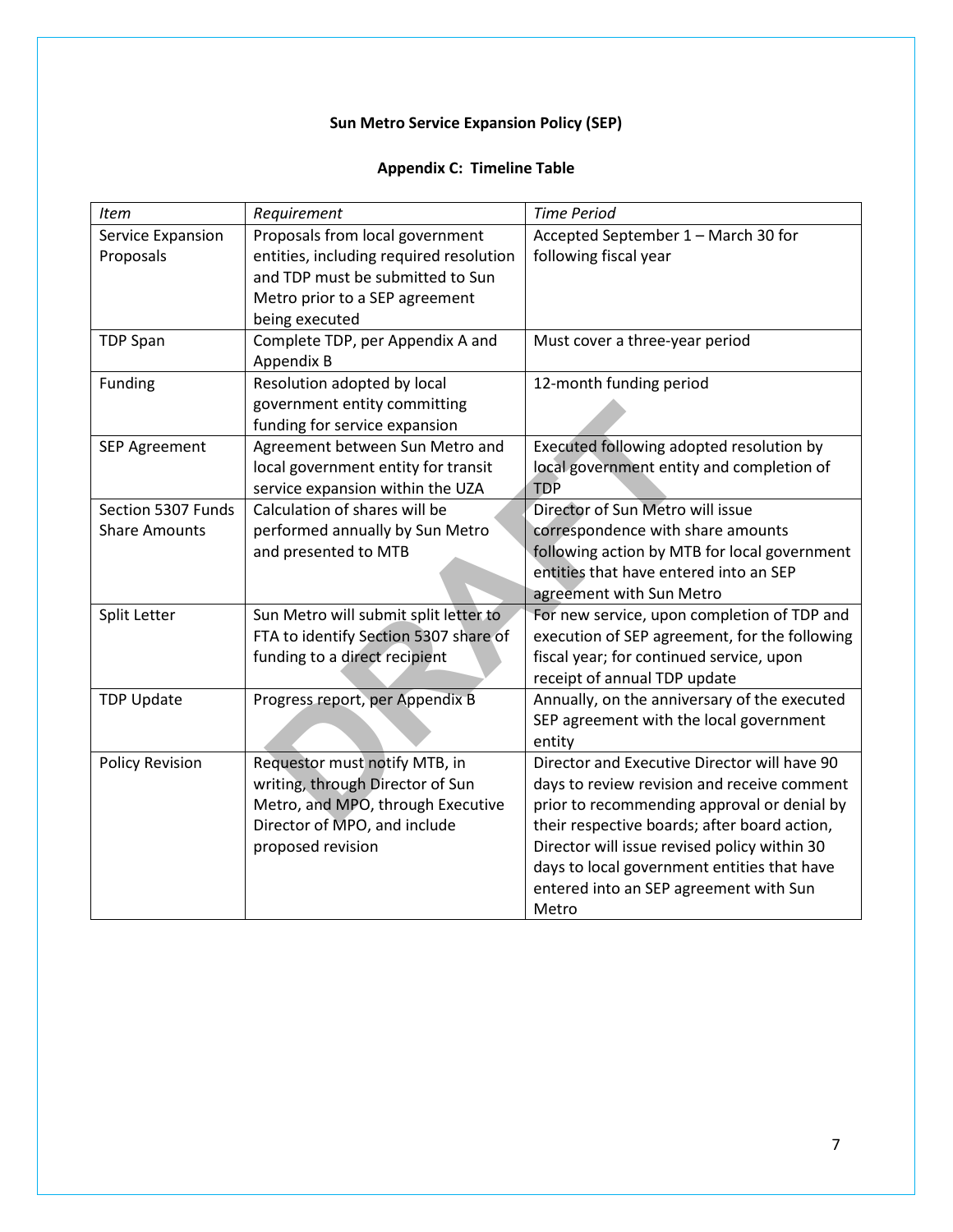**Sun Metro Service Expansion Policy (SEP)**

**Appendix C: Timeline Table**

| *Item* | *Requirement* | *Time Period* |
|---|---|---|
| Service Expansion Proposals | Proposals from local government entities, including required resolution and TDP must be submitted to Sun Metro prior to a SEP agreement being executed | Accepted September 1 – March 30 for following fiscal year |
| TDP Span | Complete TDP, per Appendix A and Appendix B | Must cover a three-year period |
| Funding | Resolution adopted by local government entity committing funding for service expansion | 12-month funding period |
| SEP Agreement | Agreement between Sun Metro and local government entity for transit service expansion within the UZA | Executed following adopted resolution by local government entity and completion of TDP |
| Section 5307 Funds Share Amounts | Calculation of shares will be performed annually by Sun Metro and presented to MTB | Director of Sun Metro will issue correspondence with share amounts following action by MTB for local government entities that have entered into an SEP agreement with Sun Metro |
| Split Letter | Sun Metro will submit split letter to FTA to identify Section 5307 share of funding to a direct recipient | For new service, upon completion of TDP and execution of SEP agreement, for the following fiscal year; for continued service, upon receipt of annual TDP update |
| TDP Update | Progress report, per Appendix B | Annually, on the anniversary of the executed SEP agreement with the local government entity |
| Policy Revision | Requestor must notify MTB, in writing, through Director of Sun Metro, and MPO, through Executive Director of MPO, and include proposed revision | Director and Executive Director will have 90 days to review revision and receive comment prior to recommending approval or denial by their respective boards; after board action, Director will issue revised policy within 30 days to local government entities that have entered into an SEP agreement with Sun Metro |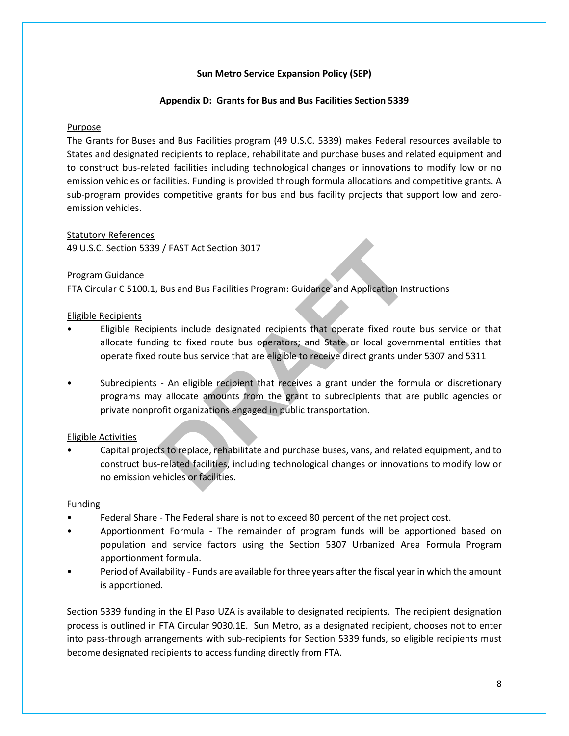**Sun Metro Service Expansion Policy (SEP)**

**Appendix D: Grants for Bus and Bus Facilities Section 5339**

Purpose

The Grants for Buses and Bus Facilities program (49 U.S.C. 5339) makes Federal resources available to States and designated recipients to replace, rehabilitate and purchase buses and related equipment and to construct bus-related facilities including technological changes or innovations to modify low or no emission vehicles or facilities. Funding is provided through formula allocations and competitive grants. A sub-program provides competitive grants for bus and bus facility projects that support low and zero-emission vehicles.

Statutory References

49 U.S.C. Section 5339 / FAST Act Section 3017

Program Guidance

FTA Circular C 5100.1, Bus and Bus Facilities Program: Guidance and Application Instructions

Eligible Recipients

- Eligible Recipients include designated recipients that operate fixed route bus service or that allocate funding to fixed route bus operators; and State or local governmental entities that operate fixed route bus service that are eligible to receive direct grants under 5307 and 5311
- Subrecipients - An eligible recipient that receives a grant under the formula or discretionary programs may allocate amounts from the grant to subrecipients that are public agencies or private nonprofit organizations engaged in public transportation.

Eligible Activities

- Capital projects to replace, rehabilitate and purchase buses, vans, and related equipment, and to construct bus-related facilities, including technological changes or innovations to modify low or no emission vehicles or facilities.

Funding

- Federal Share - The Federal share is not to exceed 80 percent of the net project cost.
- Apportionment Formula - The remainder of program funds will be apportioned based on population and service factors using the Section 5307 Urbanized Area Formula Program apportionment formula.
- Period of Availability - Funds are available for three years after the fiscal year in which the amount is apportioned.

Section 5339 funding in the El Paso UZA is available to designated recipients. The recipient designation process is outlined in FTA Circular 9030.1E. Sun Metro, as a designated recipient, chooses not to enter into pass-through arrangements with sub-recipients for Section 5339 funds, so eligible recipients must become designated recipients to access funding directly from FTA.